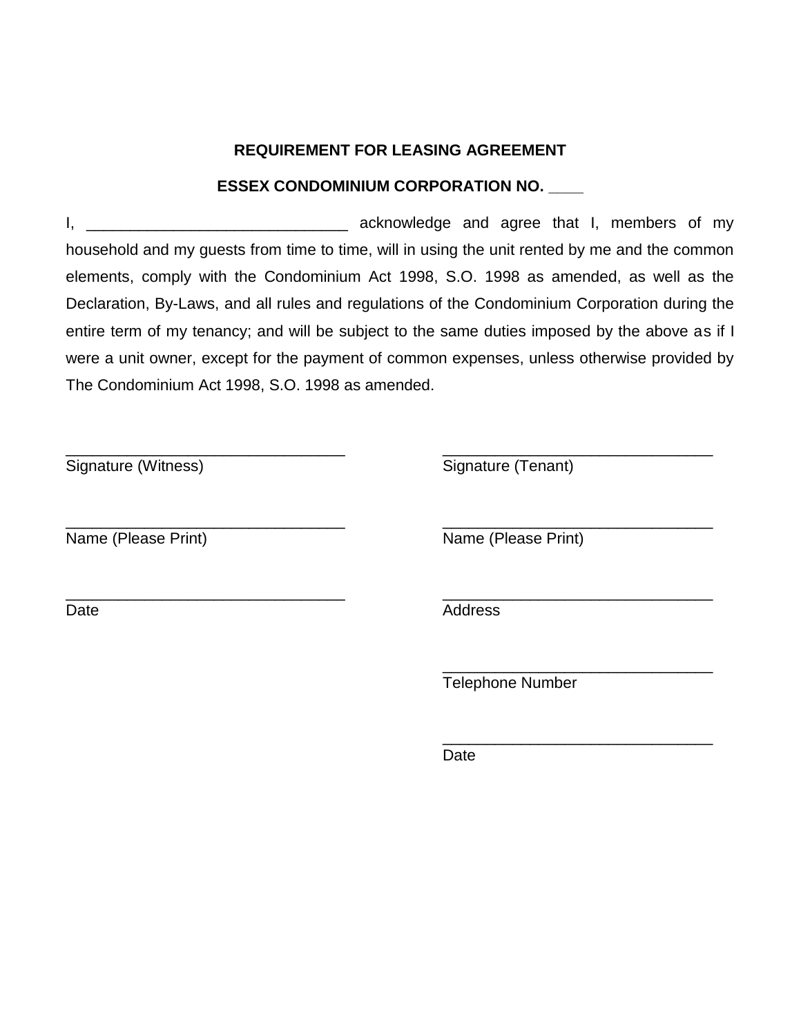**REQUIREMENT FOR LEASING AGREEMENT**

**ESSEX CONDOMINIUM CORPORATION NO. ____**

I, ______________________________ acknowledge and agree that I, members of my household and my guests from time to time, will in using the unit rented by me and the common elements, comply with the Condominium Act 1998, S.O. 1998 as amended, as well as the Declaration, By-Laws, and all rules and regulations of the Condominium Corporation during the entire term of my tenancy; and will be subject to the same duties imposed by the above as if I were a unit owner, except for the payment of common expenses, unless otherwise provided by The Condominium Act 1998, S.O. 1998 as amended.

________________________________
Signature (Witness)

________________________________
Name (Please Print)

________________________________
Date

________________________________
Signature (Tenant)

________________________________
Name (Please Print)

________________________________
Address

________________________________
Telephone Number

________________________________
Date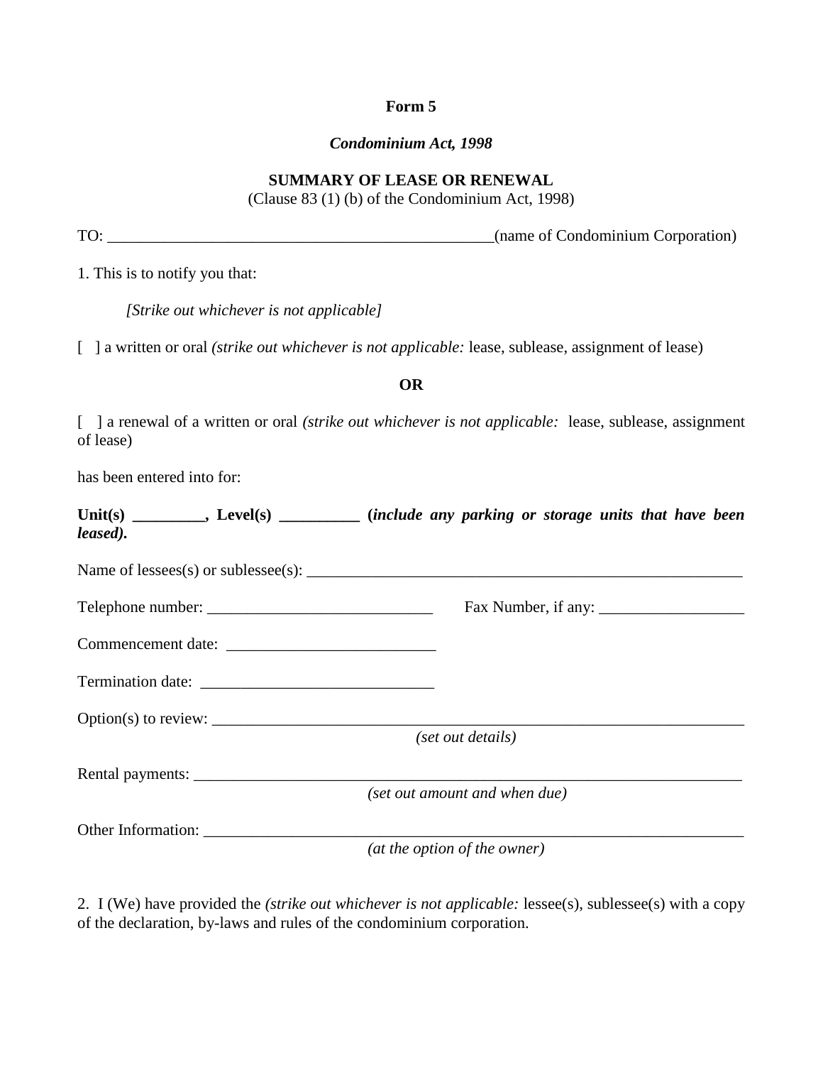**Form 5**

***Condominium Act, 1998***

**SUMMARY OF LEASE OR RENEWAL**
(Clause 83 (1) (b) of the Condominium Act, 1998)

TO: _______________________________________________(name of Condominium Corporation)

1. This is to notify you that:

*[Strike out whichever is not applicable]*

[ ] a written or oral *(strike out whichever is not applicable:* lease, sublease, assignment of lease)

**OR**

[ ] a renewal of a written or oral *(strike out whichever is not applicable:* lease, sublease, assignment of lease)

has been entered into for:

**Unit(s) _________, Level(s) __________ (*include any parking or storage units that have been leased).***

Name of lessees(s) or sublessee(s): ________________________________________________________

Telephone number: ____________________________ Fax Number, if any: __________________

Commencement date: __________________________

Termination date: _____________________________

Option(s) to review: _____________________________________________________________________
*(set out details)*

Rental payments: _______________________________________________________________________
*(set out amount and when due)*

Other Information: ______________________________________________________________________
*(at the option of the owner)*

2. I (We) have provided the *(strike out whichever is not applicable:* lessee(s), sublessee(s) with a copy of the declaration, by-laws and rules of the condominium corporation.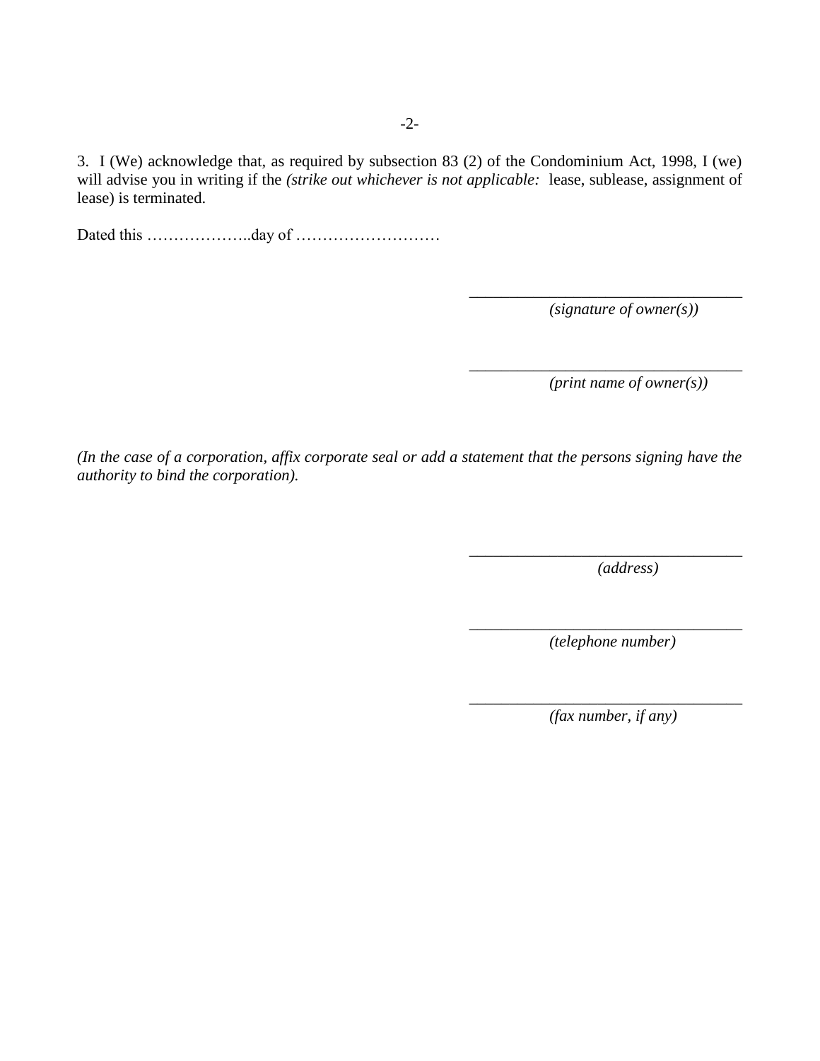3. I (We) acknowledge that, as required by subsection 83 (2) of the Condominium Act, 1998, I (we) will advise you in writing if the *(strike out whichever is not applicable:* lease, sublease, assignment of lease) is terminated.

Dated this ………………..day of ………………………

\_\_\_\_\_\_\_\_\_\_\_\_\_\_\_\_\_\_\_\_\_\_\_\_\_\_\_\_\_\_\_\_\_\_
*(signature of owner(s))*

\_\_\_\_\_\_\_\_\_\_\_\_\_\_\_\_\_\_\_\_\_\_\_\_\_\_\_\_\_\_\_\_\_\_
*(print name of owner(s))*

*(In the case of a corporation, affix corporate seal or add a statement that the persons signing have the authority to bind the corporation).*

\_\_\_\_\_\_\_\_\_\_\_\_\_\_\_\_\_\_\_\_\_\_\_\_\_\_\_\_\_\_\_\_\_\_
*(address)*

\_\_\_\_\_\_\_\_\_\_\_\_\_\_\_\_\_\_\_\_\_\_\_\_\_\_\_\_\_\_\_\_\_\_
*(telephone number)*

\_\_\_\_\_\_\_\_\_\_\_\_\_\_\_\_\_\_\_\_\_\_\_\_\_\_\_\_\_\_\_\_\_\_
*(fax number, if any)*